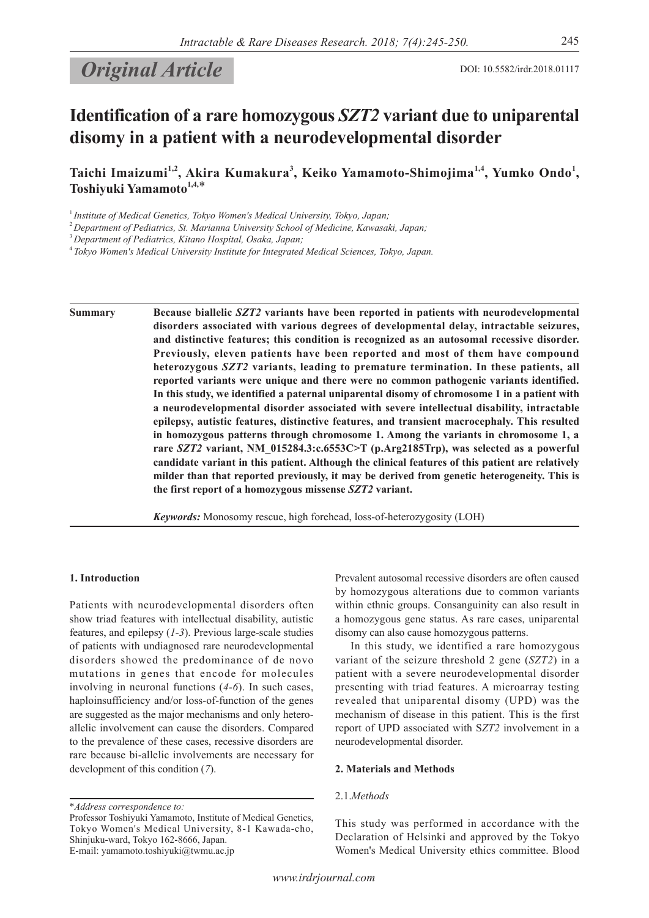*Original Article*

DOI: 10.5582/irdr.2018.01117

# Identification of a rare homozygous *SZT2* variant due to uniparental disomy in a patient with a neurodevelopmental disorder

**Taichi Imaizumi[1,2], Akira Kumakura[3], Keiko Yamamoto-Shimojima[1,4], Yumko Ondo[1], Toshiyuki Yamamoto[1,4,*]**

[1] *Institute of Medical Genetics, Tokyo Women's Medical University, Tokyo, Japan;*
[2] *Department of Pediatrics, St. Marianna University School of Medicine, Kawasaki, Japan;*
[3] *Department of Pediatrics, Kitano Hospital, Osaka, Japan;*
[4] *Tokyo Women's Medical University Institute for Integrated Medical Sciences, Tokyo, Japan.*

**Summary** **Because biallelic *SZT2* variants have been reported in patients with neurodevelopmental disorders associated with various degrees of developmental delay, intractable seizures, and distinctive features; this condition is recognized as an autosomal recessive disorder. Previously, eleven patients have been reported and most of them have compound heterozygous *SZT2* variants, leading to premature termination. In these patients, all reported variants were unique and there were no common pathogenic variants identified. In this study, we identified a paternal uniparental disomy of chromosome 1 in a patient with a neurodevelopmental disorder associated with severe intellectual disability, intractable epilepsy, autistic features, distinctive features, and transient macrocephaly. This resulted in homozygous patterns through chromosome 1. Among the variants in chromosome 1, a rare *SZT2* variant, NM_015284.3:c.6553C>T (p.Arg2185Trp), was selected as a powerful candidate variant in this patient. Although the clinical features of this patient are relatively milder than that reported previously, it may be derived from genetic heterogeneity. This is the first report of a homozygous missense *SZT2* variant.**

***Keywords:*** Monosomy rescue, high forehead, loss-of-heterozygosity (LOH)

## 1. Introduction

Patients with neurodevelopmental disorders often show triad features with intellectual disability, autistic features, and epilepsy (*1-3*). Previous large-scale studies of patients with undiagnosed rare neurodevelopmental disorders showed the predominance of de novo mutations in genes that encode for molecules involving in neuronal functions (*4-6*). In such cases, haploinsufficiency and/or loss-of-function of the genes are suggested as the major mechanisms and only hetero-allelic involvement can cause the disorders. Compared to the prevalence of these cases, recessive disorders are rare because bi-allelic involvements are necessary for development of this condition (*7*).

Prevalent autosomal recessive disorders are often caused by homozygous alterations due to common variants within ethnic groups. Consanguinity can also result in a homozygous gene status. As rare cases, uniparental disomy can also cause homozygous patterns.

In this study, we identified a rare homozygous variant of the seizure threshold 2 gene (*SZT2*) in a patient with a severe neurodevelopmental disorder presenting with triad features. A microarray testing revealed that uniparental disomy (UPD) was the mechanism of disease in this patient. This is the first report of UPD associated with S*ZT2* involvement in a neurodevelopmental disorder.

## 2. Materials and Methods

### 2.1. *Methods*

This study was performed in accordance with the Declaration of Helsinki and approved by the Tokyo Women's Medical University ethics committee. Blood

\**Address correspondence to:*
Professor Toshiyuki Yamamoto, Institute of Medical Genetics, Tokyo Women's Medical University, 8-1 Kawada-cho, Shinjuku-ward, Tokyo 162-8666, Japan.
E-mail: yamamoto.toshiyuki@twmu.ac.jp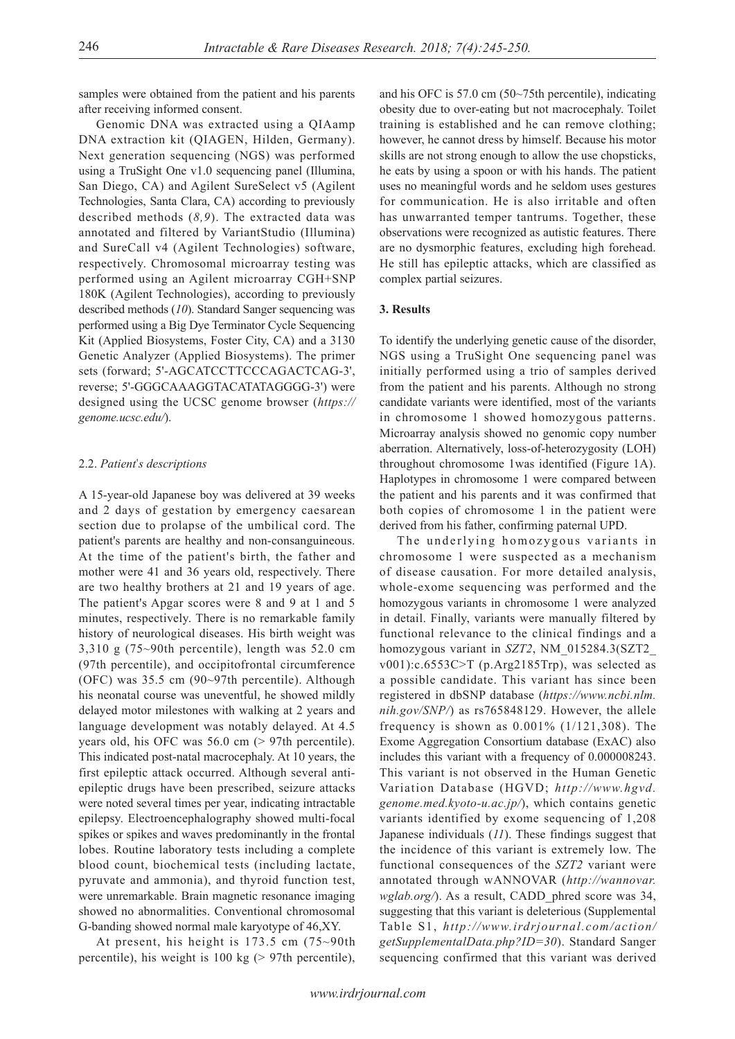samples were obtained from the patient and his parents after receiving informed consent.

Genomic DNA was extracted using a QIAamp DNA extraction kit (QIAGEN, Hilden, Germany). Next generation sequencing (NGS) was performed using a TruSight One v1.0 sequencing panel (Illumina, San Diego, CA) and Agilent SureSelect v5 (Agilent Technologies, Santa Clara, CA) according to previously described methods (*8,9*). The extracted data was annotated and filtered by VariantStudio (Illumina) and SureCall v4 (Agilent Technologies) software, respectively. Chromosomal microarray testing was performed using an Agilent microarray CGH+SNP 180K (Agilent Technologies), according to previously described methods (*10*). Standard Sanger sequencing was performed using a Big Dye Terminator Cycle Sequencing Kit (Applied Biosystems, Foster City, CA) and a 3130 Genetic Analyzer (Applied Biosystems). The primer sets (forward; 5'-AGCATCCTTCCCAGACTCAG-3', reverse; 5'-GGGCAAAGGTACATATAGGGG-3') were designed using the UCSC genome browser (*https://genome.ucsc.edu/*).

### 2.2. *Patient's descriptions*

A 15-year-old Japanese boy was delivered at 39 weeks and 2 days of gestation by emergency caesarean section due to prolapse of the umbilical cord. The patient's parents are healthy and non-consanguineous. At the time of the patient's birth, the father and mother were 41 and 36 years old, respectively. There are two healthy brothers at 21 and 19 years of age. The patient's Apgar scores were 8 and 9 at 1 and 5 minutes, respectively. There is no remarkable family history of neurological diseases. His birth weight was 3,310 g (75~90th percentile), length was 52.0 cm (97th percentile), and occipitofrontal circumference (OFC) was 35.5 cm (90~97th percentile). Although his neonatal course was uneventful, he showed mildly delayed motor milestones with walking at 2 years and language development was notably delayed. At 4.5 years old, his OFC was 56.0 cm (> 97th percentile). This indicated post-natal macrocephaly. At 10 years, the first epileptic attack occurred. Although several anti-epileptic drugs have been prescribed, seizure attacks were noted several times per year, indicating intractable epilepsy. Electroencephalography showed multi-focal spikes or spikes and waves predominantly in the frontal lobes. Routine laboratory tests including a complete blood count, biochemical tests (including lactate, pyruvate and ammonia), and thyroid function test, were unremarkable. Brain magnetic resonance imaging showed no abnormalities. Conventional chromosomal G-banding showed normal male karyotype of 46,XY.

At present, his height is 173.5 cm (75~90th percentile), his weight is 100 kg (> 97th percentile), and his OFC is 57.0 cm (50~75th percentile), indicating obesity due to over-eating but not macrocephaly. Toilet training is established and he can remove clothing; however, he cannot dress by himself. Because his motor skills are not strong enough to allow the use chopsticks, he eats by using a spoon or with his hands. The patient uses no meaningful words and he seldom uses gestures for communication. He is also irritable and often has unwarranted temper tantrums. Together, these observations were recognized as autistic features. There are no dysmorphic features, excluding high forehead. He still has epileptic attacks, which are classified as complex partial seizures.

## 3. Results

To identify the underlying genetic cause of the disorder, NGS using a TruSight One sequencing panel was initially performed using a trio of samples derived from the patient and his parents. Although no strong candidate variants were identified, most of the variants in chromosome 1 showed homozygous patterns. Microarray analysis showed no genomic copy number aberration. Alternatively, loss-of-heterozygosity (LOH) throughout chromosome 1was identified (Figure 1A). Haplotypes in chromosome 1 were compared between the patient and his parents and it was confirmed that both copies of chromosome 1 in the patient were derived from his father, confirming paternal UPD.

The underlying homozygous variants in chromosome 1 were suspected as a mechanism of disease causation. For more detailed analysis, whole-exome sequencing was performed and the homozygous variants in chromosome 1 were analyzed in detail. Finally, variants were manually filtered by functional relevance to the clinical findings and a homozygous variant in *SZT2*, NM_015284.3(SZT2_v001):c.6553C>T (p.Arg2185Trp), was selected as a possible candidate. This variant has since been registered in dbSNP database (*https://www.ncbi.nlm.nih.gov/SNP/*) as rs765848129. However, the allele frequency is shown as 0.001% (1/121,308). The Exome Aggregation Consortium database (ExAC) also includes this variant with a frequency of 0.000008243. This variant is not observed in the Human Genetic Variation Database (HGVD; *http://www.hgvd.genome.med.kyoto-u.ac.jp/*), which contains genetic variants identified by exome sequencing of 1,208 Japanese individuals (*11*). These findings suggest that the incidence of this variant is extremely low. The functional consequences of the *SZT2* variant were annotated through wANNOVAR (*http://wannovar.wglab.org/*). As a result, CADD_phred score was 34, suggesting that this variant is deleterious (Supplemental Table S1, *http://www.irdrjournal.com/action/getSupplementalData.php?ID=30*). Standard Sanger sequencing confirmed that this variant was derived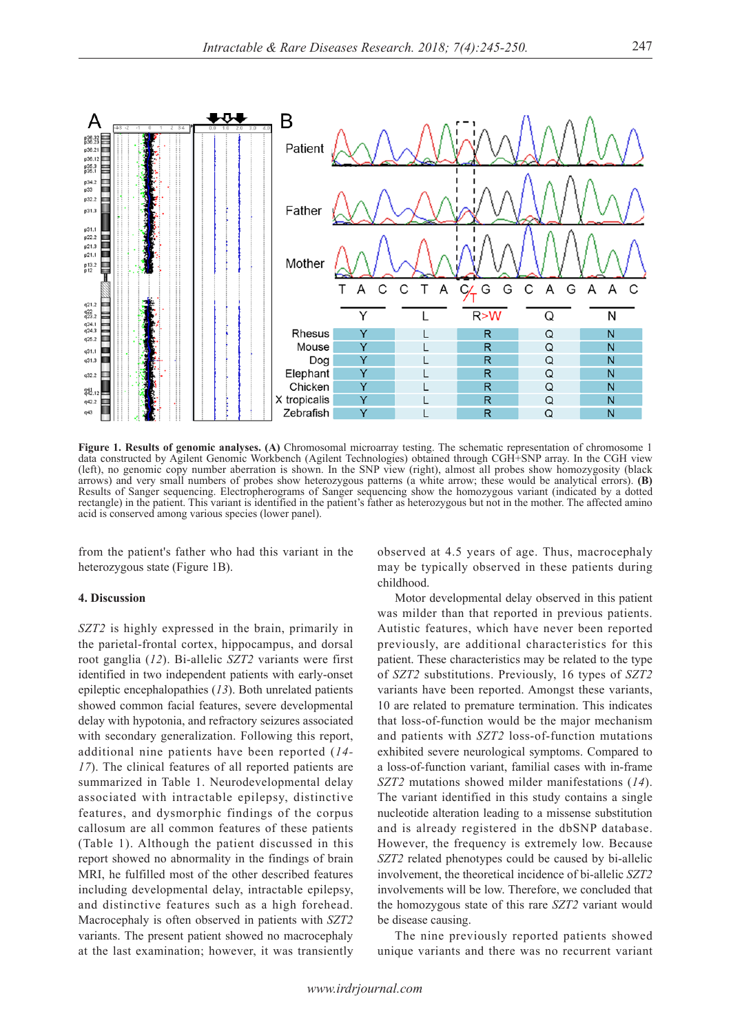**Figure 1. Results of genomic analyses. (A)** Chromosomal microarray testing. The schematic representation of chromosome 1 data constructed by Agilent Genomic Workbench (Agilent Technologies) obtained through CGH+SNP array. In the CGH view (left), no genomic copy number aberration is shown. In the SNP view (right), almost all probes show homozygosity (black arrows) and very small numbers of probes show heterozygous patterns (a white arrow; these would be analytical errors). **(B)** Results of Sanger sequencing. Electropherograms of Sanger sequencing show the homozygous variant (indicated by a dotted rectangle) in the patient. This variant is identified in the patient's father as heterozygous but not in the mother. The affected amino acid is conserved among various species (lower panel).

from the patient's father who had this variant in the heterozygous state (Figure 1B).

## 4. Discussion

*SZT2* is highly expressed in the brain, primarily in the parietal-frontal cortex, hippocampus, and dorsal root ganglia (*12*). Bi-allelic *SZT2* variants were first identified in two independent patients with early-onset epileptic encephalopathies (*13*). Both unrelated patients showed common facial features, severe developmental delay with hypotonia, and refractory seizures associated with secondary generalization. Following this report, additional nine patients have been reported (*14-17*). The clinical features of all reported patients are summarized in Table 1. Neurodevelopmental delay associated with intractable epilepsy, distinctive features, and dysmorphic findings of the corpus callosum are all common features of these patients (Table 1). Although the patient discussed in this report showed no abnormality in the findings of brain MRI, he fulfilled most of the other described features including developmental delay, intractable epilepsy, and distinctive features such as a high forehead. Macrocephaly is often observed in patients with *SZT2* variants. The present patient showed no macrocephaly at the last examination; however, it was transiently observed at 4.5 years of age. Thus, macrocephaly may be typically observed in these patients during childhood.

Motor developmental delay observed in this patient was milder than that reported in previous patients. Autistic features, which have never been reported previously, are additional characteristics for this patient. These characteristics may be related to the type of *SZT2* substitutions. Previously, 16 types of *SZT2* variants have been reported. Amongst these variants, 10 are related to premature termination. This indicates that loss-of-function would be the major mechanism and patients with *SZT2* loss-of-function mutations exhibited severe neurological symptoms. Compared to a loss-of-function variant, familial cases with in-frame *SZT2* mutations showed milder manifestations (*14*). The variant identified in this study contains a single nucleotide alteration leading to a missense substitution and is already registered in the dbSNP database. However, the frequency is extremely low. Because *SZT2* related phenotypes could be caused by bi-allelic involvement, the theoretical incidence of bi-allelic *SZT2* involvements will be low. Therefore, we concluded that the homozygous state of this rare *SZT2* variant would be disease causing.

The nine previously reported patients showed unique variants and there was no recurrent variant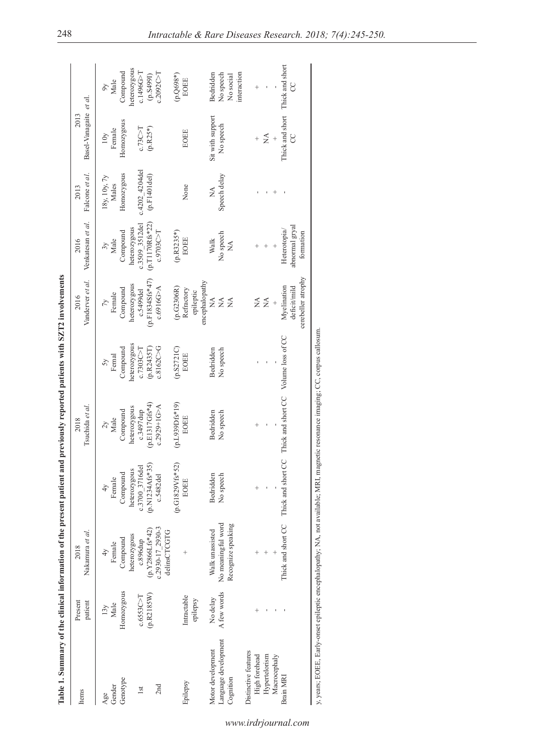**Table 1. Summary of the clinical information of the present patient and previously reported patients with SZT2 involvements**

| Items | Present patient | 2018 Nakamura *et al.* | | 2018 Tsuchida *et al.* | | 2016 Vanderver *et al.* | 2016 Venkatesan *et al.* | 2013 Falcone *et al.* | 2013 Basel-Vanagaite *et al.* | |
|---|---|---|---|---|---|---|---|---|---|---|
| Age | 13y | 4y | 4y | 2y | 5y | 7y | 3y | 18y, 10y, 7y | 10y | 9y |
| Gender | Male | Female | Female | Male | Femal | Female | Male | Males | Female | Male |
| Genotype | Homozygous | Compound heterozygous | Compound heterozygous | Compound heterozygous | Compound heterozygous | Compound heterozygous | Compound heterozygous | Homozygous | Homozygous | Compound heterozygous |
| 1st | c.6553C>T (p.R2185W) | c.896dup (p.Y2866Lfs*42) | c.3700_3716del (p.N1234Afs*35) | c.3497dup (p.E1317Gfs*4) | c.7303C>T (p.R2435T) | c.5499del (p.F1834Sfs*47) | c.3509_3512del (p.T1170Rfs*22) | c.4202_4204del (p.F1401del) | c.73C>T (p.R25*) | c.1496G>T (p.S499I) |
| 2nd | | c.2930-17_2930-3 delinsCTCGTG | c.5482del (p.G1829Vfs*52) | c.2929+1G>A (p.L939Dfs*19) | c.8162C>G (p.S2721C) | c.6916G>A (p.G2306R) | c.9703C>T (p.R3235*) | | | c.2092C>T (p.Q698*) |
| Epilepsy | Intractable epilepsy | + | EOEE | EOEE | EOEE | Refractory epileptic encephalopathy | EOEE | None | EOEE | EOEE |
| Motor development | No delay | Walk unassisted | Bedridden | Bedridden | Bedridden | NA | Walk | NA | Sit with support | Bedridden |
| Language development | A few words | No meaningful word | No speech | No speech | No speech | NA | No speech | Speech delay | No speech | No speech |
| Cognition | | Recognize speaking | | | | NA | NA | | | No social interaction |
| Distinctive features | | | | | | | | | | |
| High forehead | + | + | + | + | - | NA | + | - | + | + |
| Hypertelorism | - | + | - | - | - | NA | + | - | NA | - |
| Macrocephaly | - | + | - | - | - | + | + | + | + | - |
| Brain MRI | - | Thick and short CC | Thick and short CC | Thick and short CC | Volume loss of CC | Myelination deficit/mild cerebellar atrophy | Heterotopia/ abnormal gryal formation | - | Thick and short CC | Thick and short CC |

y, years; EOEE, Early-onset epileptic encephalopathy; NA, not available; MRI, magnetic resonance imaging; CC, corpus callosum.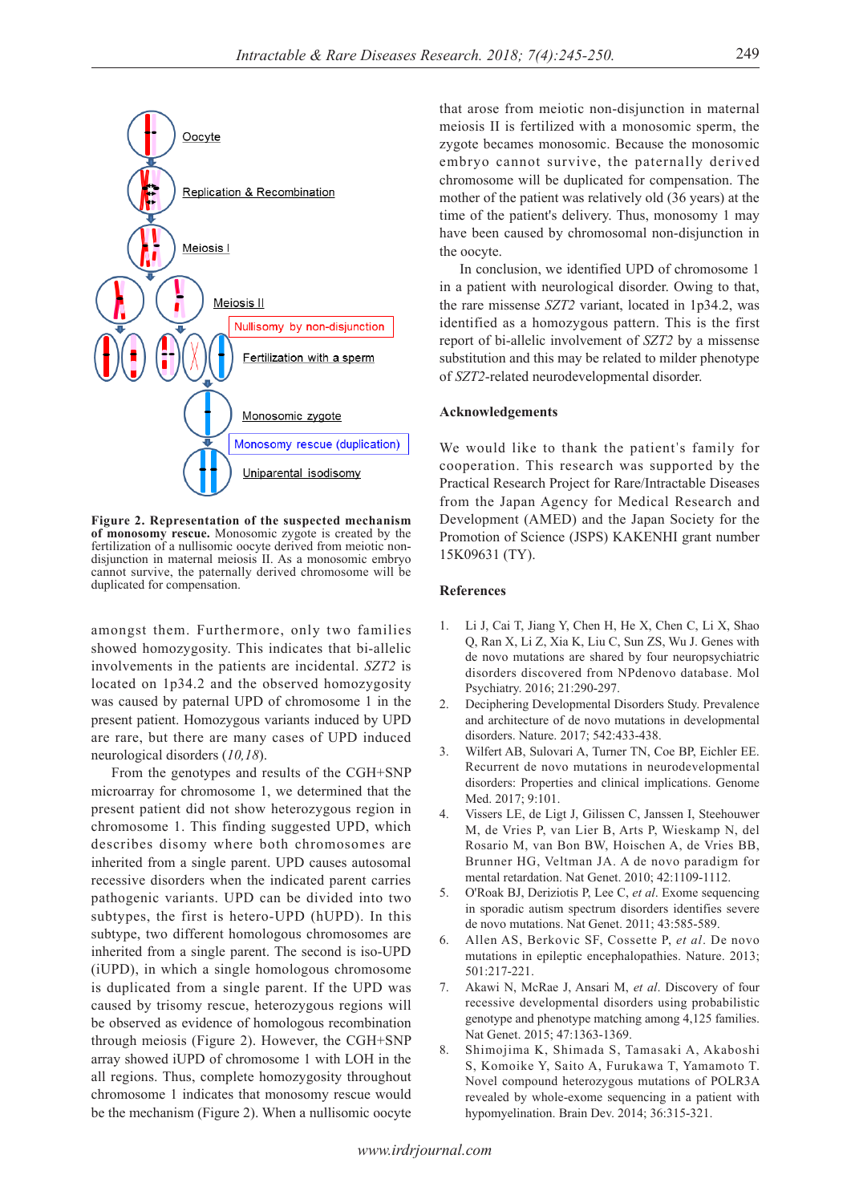Figure 2. Representation of the suspected mechanism of monosomy rescue. Monosomic zygote is created by the fertilization of a nullisomic oocyte derived from meiotic non-disjunction in maternal meiosis II. As a monosomic embryo cannot survive, the paternally derived chromosome will be duplicated for compensation.

amongst them. Furthermore, only two families showed homozygosity. This indicates that bi-allelic involvements in the patients are incidental. *SZT2* is located on 1p34.2 and the observed homozygosity was caused by paternal UPD of chromosome 1 in the present patient. Homozygous variants induced by UPD are rare, but there are many cases of UPD induced neurological disorders (*10,18*).

From the genotypes and results of the CGH+SNP microarray for chromosome 1, we determined that the present patient did not show heterozygous region in chromosome 1. This finding suggested UPD, which describes disomy where both chromosomes are inherited from a single parent. UPD causes autosomal recessive disorders when the indicated parent carries pathogenic variants. UPD can be divided into two subtypes, the first is hetero-UPD (hUPD). In this subtype, two different homologous chromosomes are inherited from a single parent. The second is iso-UPD (iUPD), in which a single homologous chromosome is duplicated from a single parent. If the UPD was caused by trisomy rescue, heterozygous regions will be observed as evidence of homologous recombination through meiosis (Figure 2). However, the CGH+SNP array showed iUPD of chromosome 1 with LOH in the all regions. Thus, complete homozygosity throughout chromosome 1 indicates that monosomy rescue would be the mechanism (Figure 2). When a nullisomic oocyte that arose from meiotic non-disjunction in maternal meiosis II is fertilized with a monosomic sperm, the zygote becames monosomic. Because the monosomic embryo cannot survive, the paternally derived chromosome will be duplicated for compensation. The mother of the patient was relatively old (36 years) at the time of the patient's delivery. Thus, monosomy 1 may have been caused by chromosomal non-disjunction in the oocyte.

In conclusion, we identified UPD of chromosome 1 in a patient with neurological disorder. Owing to that, the rare missense *SZT2* variant, located in 1p34.2, was identified as a homozygous pattern. This is the first report of bi-allelic involvement of *SZT2* by a missense substitution and this may be related to milder phenotype of *SZT2*-related neurodevelopmental disorder.

## Acknowledgements

We would like to thank the patient's family for cooperation. This research was supported by the Practical Research Project for Rare/Intractable Diseases from the Japan Agency for Medical Research and Development (AMED) and the Japan Society for the Promotion of Science (JSPS) KAKENHI grant number 15K09631 (TY).

## References

1. Li J, Cai T, Jiang Y, Chen H, He X, Chen C, Li X, Shao Q, Ran X, Li Z, Xia K, Liu C, Sun ZS, Wu J. Genes with de novo mutations are shared by four neuropsychiatric disorders discovered from NPdenovo database. Mol Psychiatry. 2016; 21:290-297.
2. Deciphering Developmental Disorders Study. Prevalence and architecture of de novo mutations in developmental disorders. Nature. 2017; 542:433-438.
3. Wilfert AB, Sulovari A, Turner TN, Coe BP, Eichler EE. Recurrent de novo mutations in neurodevelopmental disorders: Properties and clinical implications. Genome Med. 2017; 9:101.
4. Vissers LE, de Ligt J, Gilissen C, Janssen I, Steehouwer M, de Vries P, van Lier B, Arts P, Wieskamp N, del Rosario M, van Bon BW, Hoischen A, de Vries BB, Brunner HG, Veltman JA. A de novo paradigm for mental retardation. Nat Genet. 2010; 42:1109-1112.
5. O'Roak BJ, Deriziotis P, Lee C, *et al*. Exome sequencing in sporadic autism spectrum disorders identifies severe de novo mutations. Nat Genet. 2011; 43:585-589.
6. Allen AS, Berkovic SF, Cossette P, *et al*. De novo mutations in epileptic encephalopathies. Nature. 2013; 501:217-221.
7. Akawi N, McRae J, Ansari M, *et al*. Discovery of four recessive developmental disorders using probabilistic genotype and phenotype matching among 4,125 families. Nat Genet. 2015; 47:1363-1369.
8. Shimojima K, Shimada S, Tamasaki A, Akaboshi S, Komoike Y, Saito A, Furukawa T, Yamamoto T. Novel compound heterozygous mutations of POLR3A revealed by whole-exome sequencing in a patient with hypomyelination. Brain Dev. 2014; 36:315-321.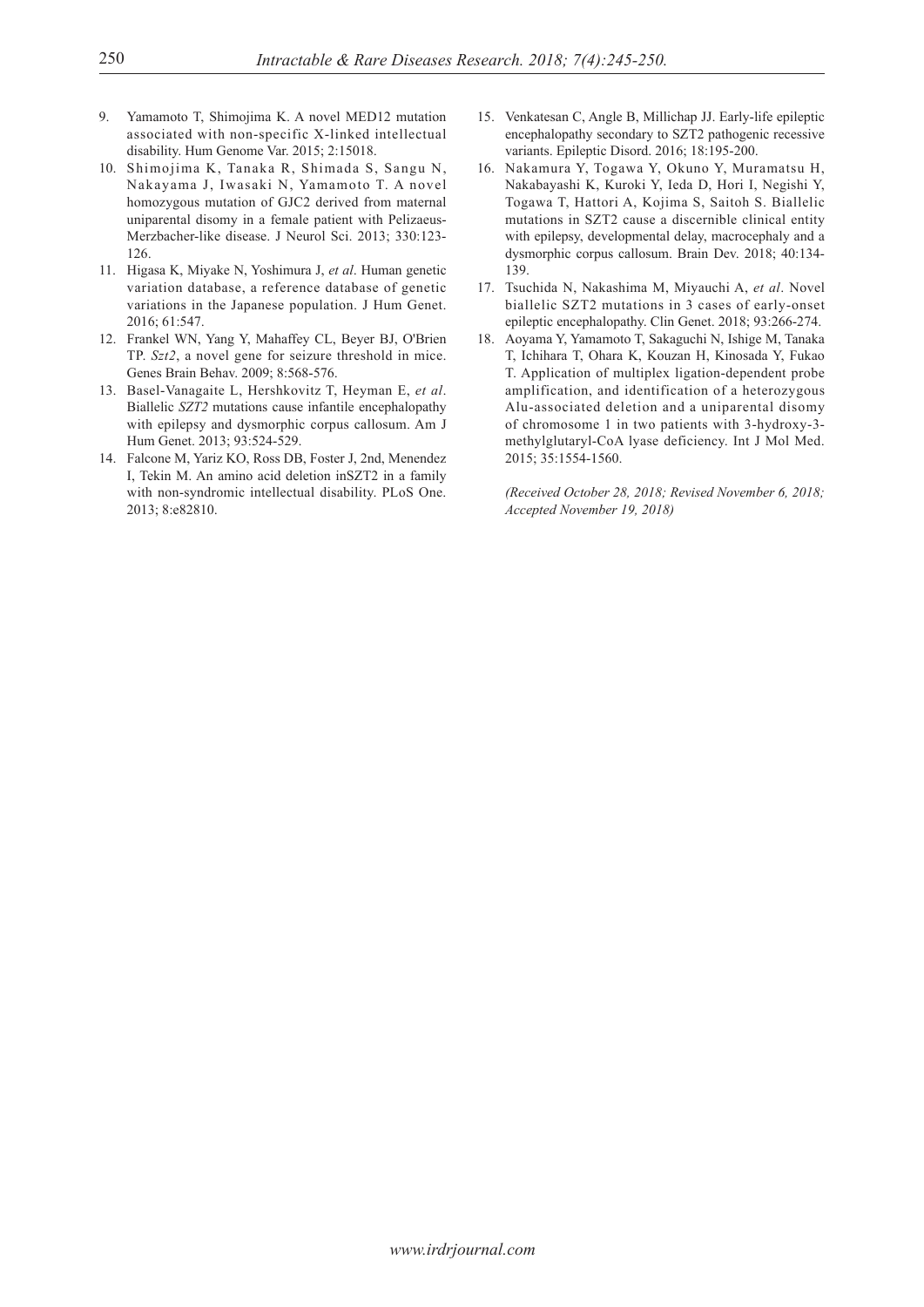9. Yamamoto T, Shimojima K. A novel MED12 mutation associated with non-specific X-linked intellectual disability. Hum Genome Var. 2015; 2:15018.
10. Shimojima K, Tanaka R, Shimada S, Sangu N, Nakayama J, Iwasaki N, Yamamoto T. A novel homozygous mutation of GJC2 derived from maternal uniparental disomy in a female patient with Pelizaeus-Merzbacher-like disease. J Neurol Sci. 2013; 330:123-126.
11. Higasa K, Miyake N, Yoshimura J, *et al*. Human genetic variation database, a reference database of genetic variations in the Japanese population. J Hum Genet. 2016; 61:547.
12. Frankel WN, Yang Y, Mahaffey CL, Beyer BJ, O'Brien TP. *Szt2*, a novel gene for seizure threshold in mice. Genes Brain Behav. 2009; 8:568-576.
13. Basel-Vanagaite L, Hershkovitz T, Heyman E, *et al*. Biallelic *SZT2* mutations cause infantile encephalopathy with epilepsy and dysmorphic corpus callosum. Am J Hum Genet. 2013; 93:524-529.
14. Falcone M, Yariz KO, Ross DB, Foster J, 2nd, Menendez I, Tekin M. An amino acid deletion inSZT2 in a family with non-syndromic intellectual disability. PLoS One. 2013; 8:e82810.
15. Venkatesan C, Angle B, Millichap JJ. Early-life epileptic encephalopathy secondary to SZT2 pathogenic recessive variants. Epileptic Disord. 2016; 18:195-200.
16. Nakamura Y, Togawa Y, Okuno Y, Muramatsu H, Nakabayashi K, Kuroki Y, Ieda D, Hori I, Negishi Y, Togawa T, Hattori A, Kojima S, Saitoh S. Biallelic mutations in SZT2 cause a discernible clinical entity with epilepsy, developmental delay, macrocephaly and a dysmorphic corpus callosum. Brain Dev. 2018; 40:134-139.
17. Tsuchida N, Nakashima M, Miyauchi A, *et al*. Novel biallelic SZT2 mutations in 3 cases of early-onset epileptic encephalopathy. Clin Genet. 2018; 93:266-274.
18. Aoyama Y, Yamamoto T, Sakaguchi N, Ishige M, Tanaka T, Ichihara T, Ohara K, Kouzan H, Kinosada Y, Fukao T. Application of multiplex ligation-dependent probe amplification, and identification of a heterozygous Alu-associated deletion and a uniparental disomy of chromosome 1 in two patients with 3-hydroxy-3-methylglutaryl-CoA lyase deficiency. Int J Mol Med. 2015; 35:1554-1560.

*(Received October 28, 2018; Revised November 6, 2018; Accepted November 19, 2018)*